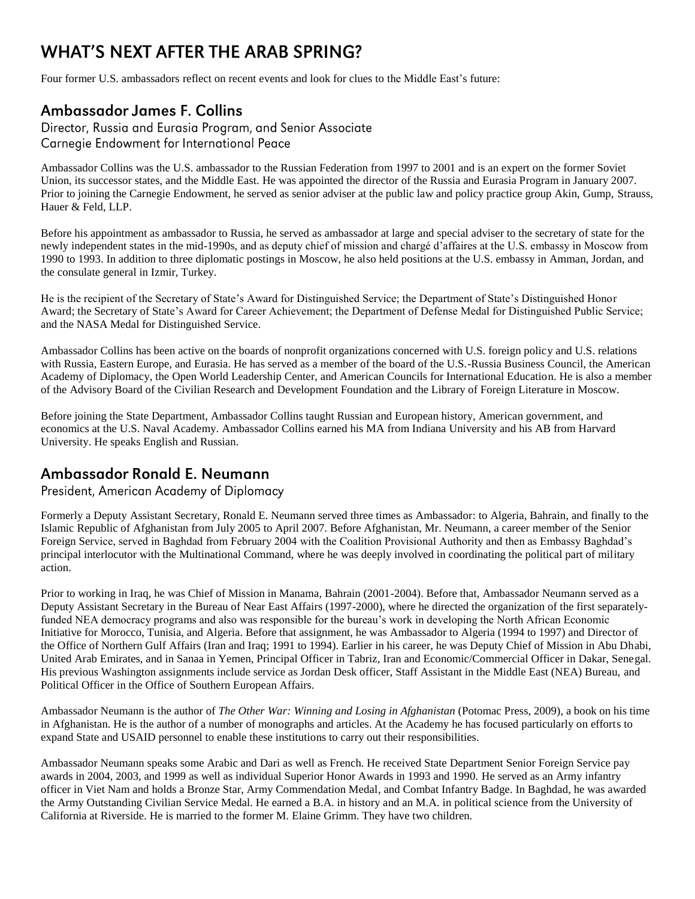# WHAT'S NEXT AFTER THE ARAB SPRING?

Four former U.S. ambassadors reflect on recent events and look for clues to the Middle East's future:

## Ambassador James F. Collins

Director, Russia and Eurasia Program, and Senior Associate
Carnegie Endowment for International Peace

Ambassador Collins was the U.S. ambassador to the Russian Federation from 1997 to 2001 and is an expert on the former Soviet Union, its successor states, and the Middle East. He was appointed the director of the Russia and Eurasia Program in January 2007. Prior to joining the Carnegie Endowment, he served as senior adviser at the public law and policy practice group Akin, Gump, Strauss, Hauer & Feld, LLP.

Before his appointment as ambassador to Russia, he served as ambassador at large and special adviser to the secretary of state for the newly independent states in the mid-1990s, and as deputy chief of mission and chargé d'affaires at the U.S. embassy in Moscow from 1990 to 1993. In addition to three diplomatic postings in Moscow, he also held positions at the U.S. embassy in Amman, Jordan, and the consulate general in Izmir, Turkey.

He is the recipient of the Secretary of State's Award for Distinguished Service; the Department of State's Distinguished Honor Award; the Secretary of State's Award for Career Achievement; the Department of Defense Medal for Distinguished Public Service; and the NASA Medal for Distinguished Service.

Ambassador Collins has been active on the boards of nonprofit organizations concerned with U.S. foreign policy and U.S. relations with Russia, Eastern Europe, and Eurasia. He has served as a member of the board of the U.S.-Russia Business Council, the American Academy of Diplomacy, the Open World Leadership Center, and American Councils for International Education. He is also a member of the Advisory Board of the Civilian Research and Development Foundation and the Library of Foreign Literature in Moscow.

Before joining the State Department, Ambassador Collins taught Russian and European history, American government, and economics at the U.S. Naval Academy. Ambassador Collins earned his MA from Indiana University and his AB from Harvard University. He speaks English and Russian.

## Ambassador Ronald E. Neumann

President, American Academy of Diplomacy

Formerly a Deputy Assistant Secretary, Ronald E. Neumann served three times as Ambassador: to Algeria, Bahrain, and finally to the Islamic Republic of Afghanistan from July 2005 to April 2007. Before Afghanistan, Mr. Neumann, a career member of the Senior Foreign Service, served in Baghdad from February 2004 with the Coalition Provisional Authority and then as Embassy Baghdad's principal interlocutor with the Multinational Command, where he was deeply involved in coordinating the political part of military action.

Prior to working in Iraq, he was Chief of Mission in Manama, Bahrain (2001-2004). Before that, Ambassador Neumann served as a Deputy Assistant Secretary in the Bureau of Near East Affairs (1997-2000), where he directed the organization of the first separately-funded NEA democracy programs and also was responsible for the bureau's work in developing the North African Economic Initiative for Morocco, Tunisia, and Algeria. Before that assignment, he was Ambassador to Algeria (1994 to 1997) and Director of the Office of Northern Gulf Affairs (Iran and Iraq; 1991 to 1994). Earlier in his career, he was Deputy Chief of Mission in Abu Dhabi, United Arab Emirates, and in Sanaa in Yemen, Principal Officer in Tabriz, Iran and Economic/Commercial Officer in Dakar, Senegal. His previous Washington assignments include service as Jordan Desk officer, Staff Assistant in the Middle East (NEA) Bureau, and Political Officer in the Office of Southern European Affairs.

Ambassador Neumann is the author of *The Other War: Winning and Losing in Afghanistan* (Potomac Press, 2009), a book on his time in Afghanistan. He is the author of a number of monographs and articles. At the Academy he has focused particularly on efforts to expand State and USAID personnel to enable these institutions to carry out their responsibilities.

Ambassador Neumann speaks some Arabic and Dari as well as French. He received State Department Senior Foreign Service pay awards in 2004, 2003, and 1999 as well as individual Superior Honor Awards in 1993 and 1990. He served as an Army infantry officer in Viet Nam and holds a Bronze Star, Army Commendation Medal, and Combat Infantry Badge. In Baghdad, he was awarded the Army Outstanding Civilian Service Medal. He earned a B.A. in history and an M.A. in political science from the University of California at Riverside. He is married to the former M. Elaine Grimm. They have two children.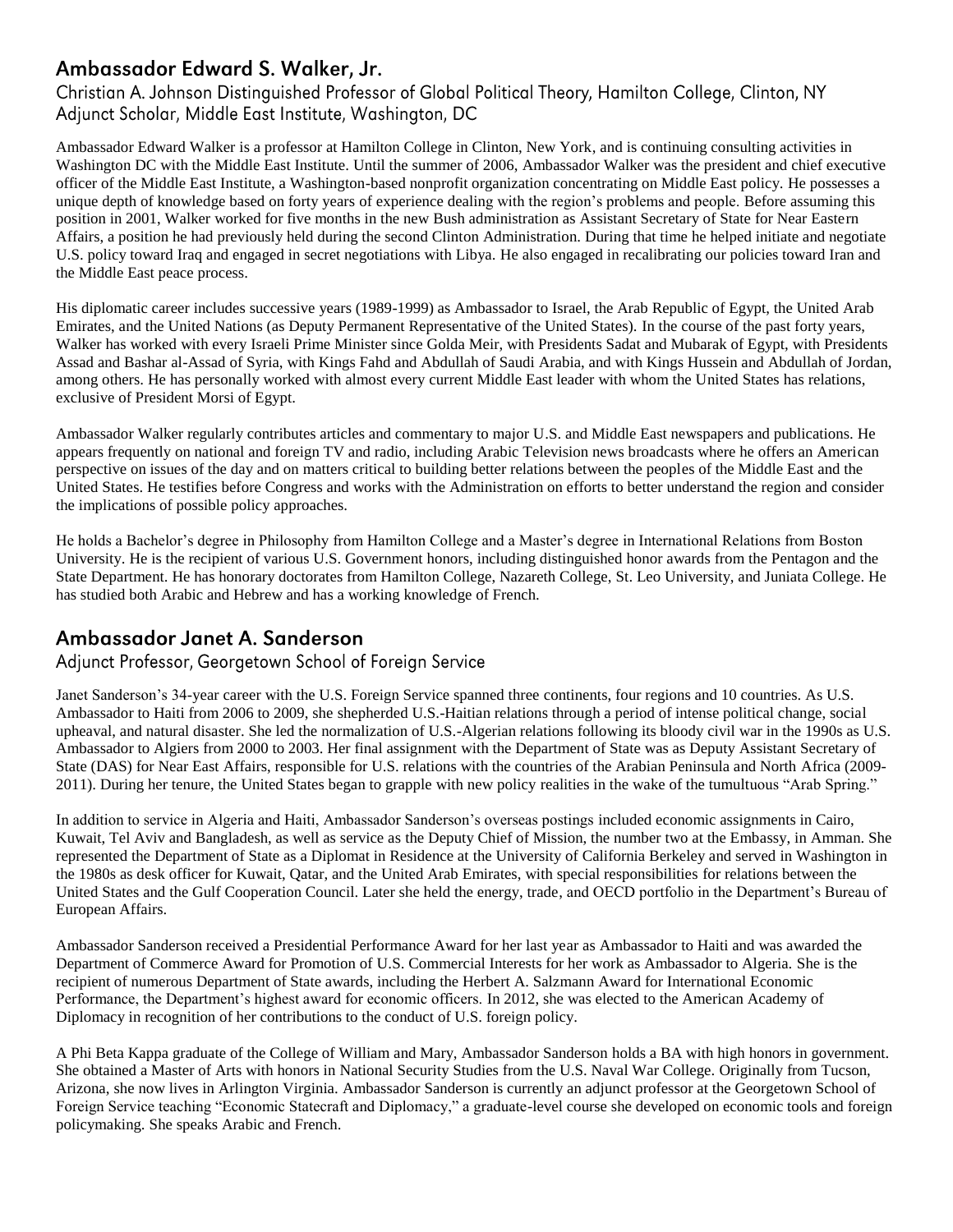## Ambassador Edward S. Walker, Jr.

### Christian A. Johnson Distinguished Professor of Global Political Theory, Hamilton College, Clinton, NY
### Adjunct Scholar, Middle East Institute, Washington, DC

Ambassador Edward Walker is a professor at Hamilton College in Clinton, New York, and is continuing consulting activities in Washington DC with the Middle East Institute. Until the summer of 2006, Ambassador Walker was the president and chief executive officer of the Middle East Institute, a Washington-based nonprofit organization concentrating on Middle East policy. He possesses a unique depth of knowledge based on forty years of experience dealing with the region's problems and people. Before assuming this position in 2001, Walker worked for five months in the new Bush administration as Assistant Secretary of State for Near Eastern Affairs, a position he had previously held during the second Clinton Administration. During that time he helped initiate and negotiate U.S. policy toward Iraq and engaged in secret negotiations with Libya. He also engaged in recalibrating our policies toward Iran and the Middle East peace process.

His diplomatic career includes successive years (1989-1999) as Ambassador to Israel, the Arab Republic of Egypt, the United Arab Emirates, and the United Nations (as Deputy Permanent Representative of the United States). In the course of the past forty years, Walker has worked with every Israeli Prime Minister since Golda Meir, with Presidents Sadat and Mubarak of Egypt, with Presidents Assad and Bashar al-Assad of Syria, with Kings Fahd and Abdullah of Saudi Arabia, and with Kings Hussein and Abdullah of Jordan, among others. He has personally worked with almost every current Middle East leader with whom the United States has relations, exclusive of President Morsi of Egypt.

Ambassador Walker regularly contributes articles and commentary to major U.S. and Middle East newspapers and publications. He appears frequently on national and foreign TV and radio, including Arabic Television news broadcasts where he offers an American perspective on issues of the day and on matters critical to building better relations between the peoples of the Middle East and the United States. He testifies before Congress and works with the Administration on efforts to better understand the region and consider the implications of possible policy approaches.

He holds a Bachelor's degree in Philosophy from Hamilton College and a Master's degree in International Relations from Boston University. He is the recipient of various U.S. Government honors, including distinguished honor awards from the Pentagon and the State Department. He has honorary doctorates from Hamilton College, Nazareth College, St. Leo University, and Juniata College. He has studied both Arabic and Hebrew and has a working knowledge of French.

## Ambassador Janet A. Sanderson

### Adjunct Professor, Georgetown School of Foreign Service

Janet Sanderson's 34-year career with the U.S. Foreign Service spanned three continents, four regions and 10 countries. As U.S. Ambassador to Haiti from 2006 to 2009, she shepherded U.S.-Haitian relations through a period of intense political change, social upheaval, and natural disaster. She led the normalization of U.S.-Algerian relations following its bloody civil war in the 1990s as U.S. Ambassador to Algiers from 2000 to 2003. Her final assignment with the Department of State was as Deputy Assistant Secretary of State (DAS) for Near East Affairs, responsible for U.S. relations with the countries of the Arabian Peninsula and North Africa (2009-2011). During her tenure, the United States began to grapple with new policy realities in the wake of the tumultuous "Arab Spring."

In addition to service in Algeria and Haiti, Ambassador Sanderson's overseas postings included economic assignments in Cairo, Kuwait, Tel Aviv and Bangladesh, as well as service as the Deputy Chief of Mission, the number two at the Embassy, in Amman. She represented the Department of State as a Diplomat in Residence at the University of California Berkeley and served in Washington in the 1980s as desk officer for Kuwait, Qatar, and the United Arab Emirates, with special responsibilities for relations between the United States and the Gulf Cooperation Council. Later she held the energy, trade, and OECD portfolio in the Department's Bureau of European Affairs.

Ambassador Sanderson received a Presidential Performance Award for her last year as Ambassador to Haiti and was awarded the Department of Commerce Award for Promotion of U.S. Commercial Interests for her work as Ambassador to Algeria. She is the recipient of numerous Department of State awards, including the Herbert A. Salzmann Award for International Economic Performance, the Department's highest award for economic officers. In 2012, she was elected to the American Academy of Diplomacy in recognition of her contributions to the conduct of U.S. foreign policy.

A Phi Beta Kappa graduate of the College of William and Mary, Ambassador Sanderson holds a BA with high honors in government. She obtained a Master of Arts with honors in National Security Studies from the U.S. Naval War College. Originally from Tucson, Arizona, she now lives in Arlington Virginia. Ambassador Sanderson is currently an adjunct professor at the Georgetown School of Foreign Service teaching "Economic Statecraft and Diplomacy," a graduate-level course she developed on economic tools and foreign policymaking. She speaks Arabic and French.